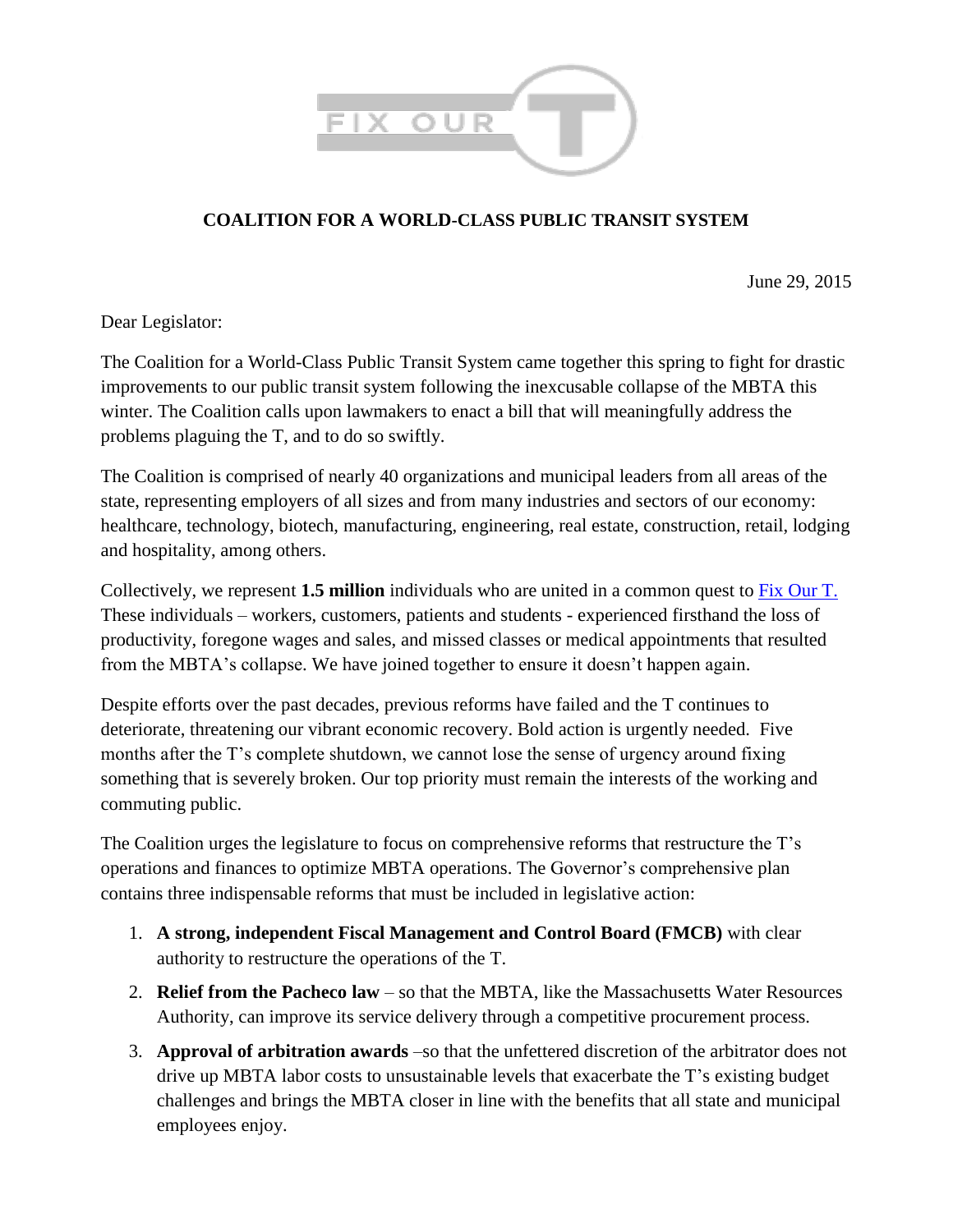FIX OUR T

## COALITION FOR A WORLD-CLASS PUBLIC TRANSIT SYSTEM

June 29, 2015

Dear Legislator:

The Coalition for a World-Class Public Transit System came together this spring to fight for drastic improvements to our public transit system following the inexcusable collapse of the MBTA this winter. The Coalition calls upon lawmakers to enact a bill that will meaningfully address the problems plaguing the T, and to do so swiftly.

The Coalition is comprised of nearly 40 organizations and municipal leaders from all areas of the state, representing employers of all sizes and from many industries and sectors of our economy: healthcare, technology, biotech, manufacturing, engineering, real estate, construction, retail, lodging and hospitality, among others.

Collectively, we represent **1.5 million** individuals who are united in a common quest to [Fix Our T.](#) These individuals – workers, customers, patients and students - experienced firsthand the loss of productivity, foregone wages and sales, and missed classes or medical appointments that resulted from the MBTA's collapse. We have joined together to ensure it doesn't happen again.

Despite efforts over the past decades, previous reforms have failed and the T continues to deteriorate, threatening our vibrant economic recovery. Bold action is urgently needed. Five months after the T's complete shutdown, we cannot lose the sense of urgency around fixing something that is severely broken. Our top priority must remain the interests of the working and commuting public.

The Coalition urges the legislature to focus on comprehensive reforms that restructure the T's operations and finances to optimize MBTA operations. The Governor's comprehensive plan contains three indispensable reforms that must be included in legislative action:

1. **A strong, independent Fiscal Management and Control Board (FMCB)** with clear authority to restructure the operations of the T.
2. **Relief from the Pacheco law** – so that the MBTA, like the Massachusetts Water Resources Authority, can improve its service delivery through a competitive procurement process.
3. **Approval of arbitration awards** –so that the unfettered discretion of the arbitrator does not drive up MBTA labor costs to unsustainable levels that exacerbate the T's existing budget challenges and brings the MBTA closer in line with the benefits that all state and municipal employees enjoy.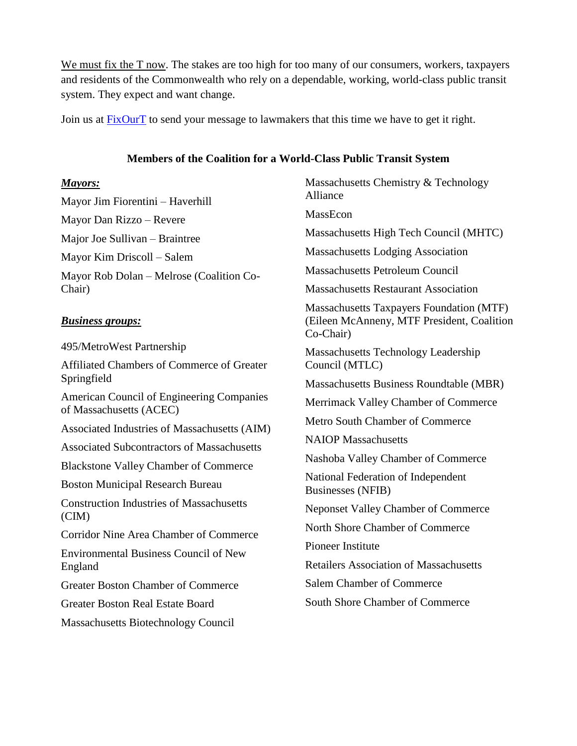We must fix the T now. The stakes are too high for too many of our consumers, workers, taxpayers and residents of the Commonwealth who rely on a dependable, working, world-class public transit system. They expect and want change.

Join us at [FixOurT] to send your message to lawmakers that this time we have to get it right.

**Members of the Coalition for a World-Class Public Transit System**

***Mayors:***

Mayor Jim Fiorentini – Haverhill

Mayor Dan Rizzo – Revere

Major Joe Sullivan – Braintree

Mayor Kim Driscoll – Salem

Mayor Rob Dolan – Melrose (Coalition Co-Chair)

***Business groups:***

495/MetroWest Partnership

Affiliated Chambers of Commerce of Greater Springfield

American Council of Engineering Companies of Massachusetts (ACEC)

Associated Industries of Massachusetts (AIM)

Associated Subcontractors of Massachusetts

Blackstone Valley Chamber of Commerce

Boston Municipal Research Bureau

Construction Industries of Massachusetts (CIM)

Corridor Nine Area Chamber of Commerce

Environmental Business Council of New England

Greater Boston Chamber of Commerce

Greater Boston Real Estate Board

Massachusetts Biotechnology Council

Massachusetts Chemistry & Technology Alliance

MassEcon

Massachusetts High Tech Council (MHTC)

Massachusetts Lodging Association

Massachusetts Petroleum Council

Massachusetts Restaurant Association

Massachusetts Taxpayers Foundation (MTF) (Eileen McAnneny, MTF President, Coalition Co-Chair)

Massachusetts Technology Leadership Council (MTLC)

Massachusetts Business Roundtable (MBR)

Merrimack Valley Chamber of Commerce

Metro South Chamber of Commerce

NAIOP Massachusetts

Nashoba Valley Chamber of Commerce

National Federation of Independent Businesses (NFIB)

Neponset Valley Chamber of Commerce

North Shore Chamber of Commerce

Pioneer Institute

Retailers Association of Massachusetts

Salem Chamber of Commerce

South Shore Chamber of Commerce